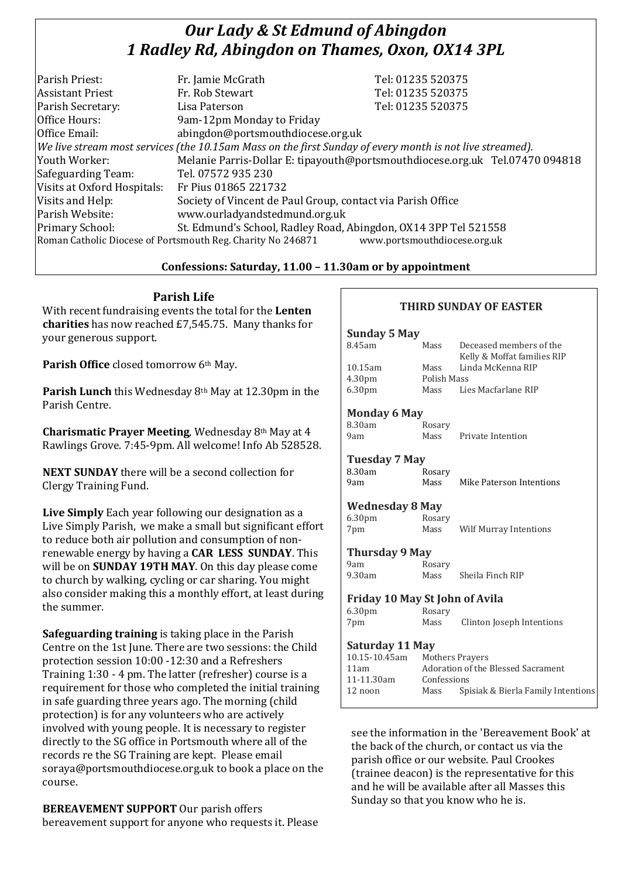# *Our Lady & St Edmund of Abingdon*
# *1 Radley Rd, Abingdon on Thames, Oxon, OX14 3PL*

| | | |
|---|---|---|
| Parish Priest: | Fr. Jamie McGrath | Tel: 01235 520375 |
| Assistant Priest | Fr. Rob Stewart | Tel: 01235 520375 |
| Parish Secretary: | Lisa Paterson | Tel: 01235 520375 |
| Office Hours: | 9am-12pm Monday to Friday | |
| Office Email: | abingdon@portsmouthdiocese.org.uk | |

*We live stream most services (the 10.15am Mass on the first Sunday of every month is not live streamed).*

| | |
|---|---|
| Youth Worker: | Melanie Parris-Dollar E: tipayouth@portsmouthdiocese.org.uk Tel.07470 094818 |
| Safeguarding Team: | Tel. 07572 935 230 |
| Visits at Oxford Hospitals: | Fr Pius 01865 221732 |
| Visits and Help: | Society of Vincent de Paul Group, contact via Parish Office |
| Parish Website: | www.ourladyandstedmund.org.uk |
| Primary School: | St. Edmund's School, Radley Road, Abingdon, OX14 3PP Tel 521558 |

Roman Catholic Diocese of Portsmouth Reg. Charity No 246871 www.portsmouthdiocese.org.uk

**Confessions: Saturday, 11.00 – 11.30am or by appointment**

## Parish Life

With recent fundraising events the total for the **Lenten charities** has now reached £7,545.75. Many thanks for your generous support.

**Parish Office** closed tomorrow 6th May.

**Parish Lunch** this Wednesday 8th May at 12.30pm in the Parish Centre.

**Charismatic Prayer Meeting**, Wednesday 8th May at 4 Rawlings Grove. 7:45-9pm. All welcome! Info Ab 528528.

**NEXT SUNDAY** there will be a second collection for Clergy Training Fund.

**Live Simply** Each year following our designation as a Live Simply Parish, we make a small but significant effort to reduce both air pollution and consumption of non-renewable energy by having a **CAR LESS SUNDAY**. This will be on **SUNDAY 19TH MAY**. On this day please come to church by walking, cycling or car sharing. You might also consider making this a monthly effort, at least during the summer.

**Safeguarding training** is taking place in the Parish Centre on the 1st June. There are two sessions: the Child protection session 10:00 -12:30 and a Refreshers Training 1:30 - 4 pm. The latter (refresher) course is a requirement for those who completed the initial training in safe guarding three years ago. The morning (child protection) is for any volunteers who are actively involved with young people. It is necessary to register directly to the SG office in Portsmouth where all of the records re the SG Training are kept. Please email soraya@portsmouthdiocese.org.uk to book a place on the course.

**BEREAVEMENT SUPPORT** Our parish offers bereavement support for anyone who requests it. Please see the information in the 'Bereavement Book' at the back of the church, or contact us via the parish office or our website. Paul Crookes (trainee deacon) is the representative for this and he will be available after all Masses this Sunday so that you know who he is.

## THIRD SUNDAY OF EASTER

**Sunday 5 May**

| | | |
|---|---|---|
| 8.45am | Mass | Deceased members of the Kelly & Moffat families RIP |
| 10.15am | Mass | Linda McKenna RIP |
| 4.30pm | Polish Mass | |
| 6.30pm | Mass | Lies Macfarlane RIP |

**Monday 6 May**

| | | |
|---|---|---|
| 8.30am | Rosary | |
| 9am | Mass | Private Intention |

**Tuesday 7 May**

| | | |
|---|---|---|
| 8.30am | Rosary | |
| 9am | Mass | Mike Paterson Intentions |

**Wednesday 8 May**

| | | |
|---|---|---|
| 6.30pm | Rosary | |
| 7pm | Mass | Wilf Murray Intentions |

**Thursday 9 May**

| | | |
|---|---|---|
| 9am | Rosary | |
| 9.30am | Mass | Sheila Finch RIP |

**Friday 10 May St John of Avila**

| | | |
|---|---|---|
| 6.30pm | Rosary | |
| 7pm | Mass | Clinton Joseph Intentions |

**Saturday 11 May**

| | | |
|---|---|---|
| 10.15-10.45am | Mothers Prayers | |
| 11am | Adoration of the Blessed Sacrament | |
| 11-11.30am | Confessions | |
| 12 noon | Mass | Spisiak & Bierla Family Intentions |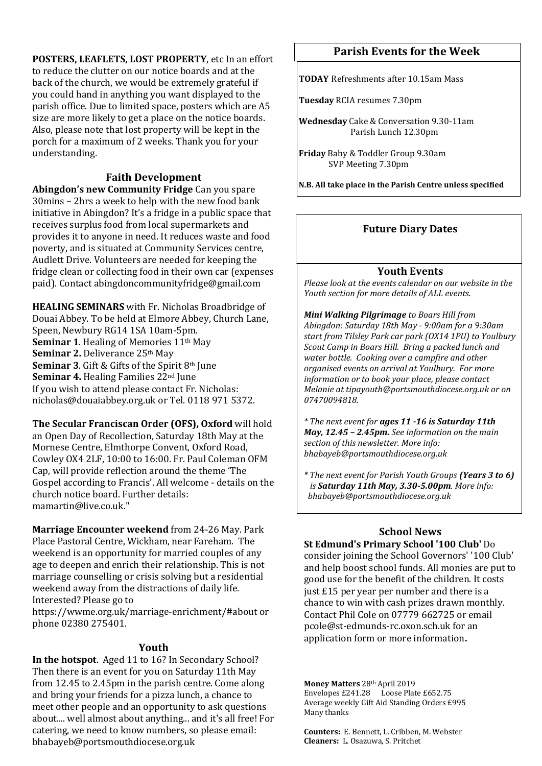**POSTERS, LEAFLETS, LOST PROPERTY**, etc In an effort to reduce the clutter on our notice boards and at the back of the church, we would be extremely grateful if you could hand in anything you want displayed to the parish office. Due to limited space, posters which are A5 size are more likely to get a place on the notice boards. Also, please note that lost property will be kept in the porch for a maximum of 2 weeks. Thank you for your understanding.

## Faith Development

**Abingdon's new Community Fridge** Can you spare 30mins – 2hrs a week to help with the new food bank initiative in Abingdon? It's a fridge in a public space that receives surplus food from local supermarkets and provides it to anyone in need. It reduces waste and food poverty, and is situated at Community Services centre, Audlett Drive. Volunteers are needed for keeping the fridge clean or collecting food in their own car (expenses paid). Contact abingdoncommunityfridge@gmail.com

**HEALING SEMINARS** with Fr. Nicholas Broadbridge of Douai Abbey. To be held at Elmore Abbey, Church Lane, Speen, Newbury RG14 1SA 10am-5pm.
**Seminar 1**. Healing of Memories 11th May
**Seminar 2.** Deliverance 25th May
**Seminar 3**. Gift & Gifts of the Spirit 8th June
**Seminar 4.** Healing Families 22nd June
If you wish to attend please contact Fr. Nicholas: nicholas@douaiabbey.org.uk or Tel. 0118 971 5372.

**The Secular Franciscan Order (OFS), Oxford** will hold an Open Day of Recollection, Saturday 18th May at the Mornese Centre, Elmthorpe Convent, Oxford Road, Cowley OX4 2LF, 10:00 to 16:00. Fr. Paul Coleman OFM Cap, will provide reflection around the theme 'The Gospel according to Francis'. All welcome - details on the church notice board. Further details: mamartin@live.co.uk."

**Marriage Encounter weekend** from 24-26 May. Park Place Pastoral Centre, Wickham, near Fareham. The weekend is an opportunity for married couples of any age to deepen and enrich their relationship. This is not marriage counselling or crisis solving but a residential weekend away from the distractions of daily life. Interested? Please go to https://wwme.org.uk/marriage-enrichment/#about or phone 02380 275401.

## Youth

**In the hotspot**. Aged 11 to 16? In Secondary School? Then there is an event for you on Saturday 11th May from 12.45 to 2.45pm in the parish centre. Come along and bring your friends for a pizza lunch, a chance to meet other people and an opportunity to ask questions about.... well almost about anything... and it's all free! For catering, we need to know numbers, so please email: bhabayeb@portsmouthdiocese.org.uk

## Parish Events for the Week

**TODAY** Refreshments after 10.15am Mass

**Tuesday** RCIA resumes 7.30pm

**Wednesday** Cake & Conversation 9.30-11am
Parish Lunch 12.30pm

**Friday** Baby & Toddler Group 9.30am
SVP Meeting 7.30pm

**N.B. All take place in the Parish Centre unless specified**

## Future Diary Dates

## Youth Events

*Please look at the events calendar on our website in the Youth section for more details of ALL events.*

***Mini Walking Pilgrimage*** *to Boars Hill from Abingdon: Saturday 18th May - 9:00am for a 9:30am start from Tilsley Park car park (OX14 1PU) to Youlbury Scout Camp in Boars Hill. Bring a packed lunch and water bottle. Cooking over a campfire and other organised events on arrival at Youlbury. For more information or to book your place, please contact Melanie at tipayouth@portsmouthdiocese.org.uk or on 07470094818.*

*\* The next event for* ***ages 11 -16 is Saturday 11th May, 12.45 – 2.45pm.*** *See information on the main section of this newsletter. More info: bhabayeb@portsmouthdiocese.org.uk*

*\* The next event for Parish Youth Groups* ***(Years 3 to 6)*** *is* ***Saturday 11th May, 3.30-5.00pm****. More info: bhabayeb@portsmouthdiocese.org.uk*

## School News

**St Edmund's Primary School '100 Club'** Do consider joining the School Governors' '100 Club' and help boost school funds. All monies are put to good use for the benefit of the children. It costs just £15 per year per number and there is a chance to win with cash prizes drawn monthly. Contact Phil Cole on 07779 662725 or email pcole@st-edmunds-rc.oxon.sch.uk for an application form or more information**.**

**Money Matters** 28th April 2019
Envelopes £241.28 Loose Plate £652.75
Average weekly Gift Aid Standing Orders £995
Many thanks

**Counters:** E. Bennett, L. Cribben, M. Webster
**Cleaners:** L. Osazuwa, S. Pritchet